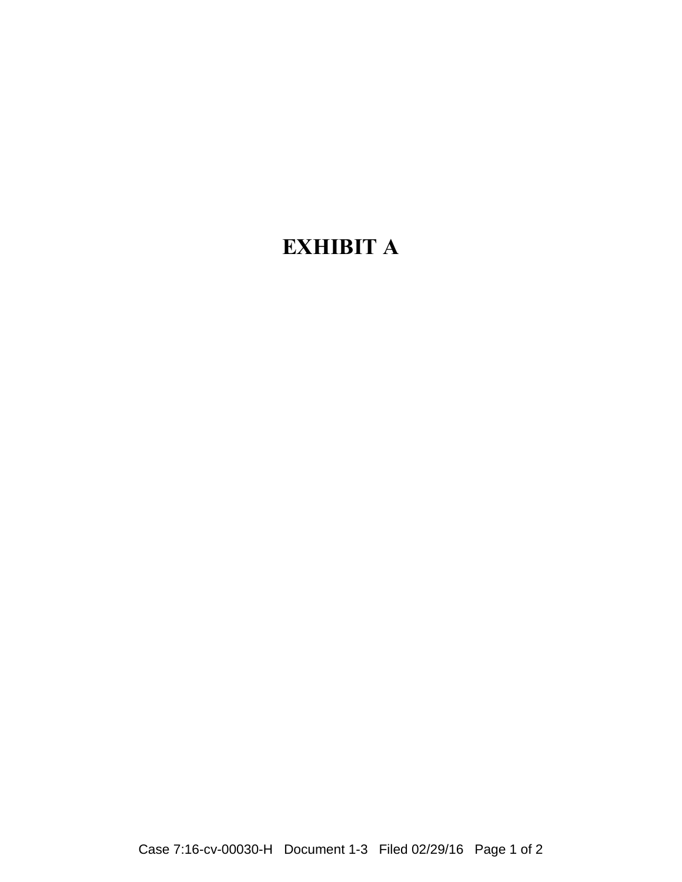# EXHIBIT A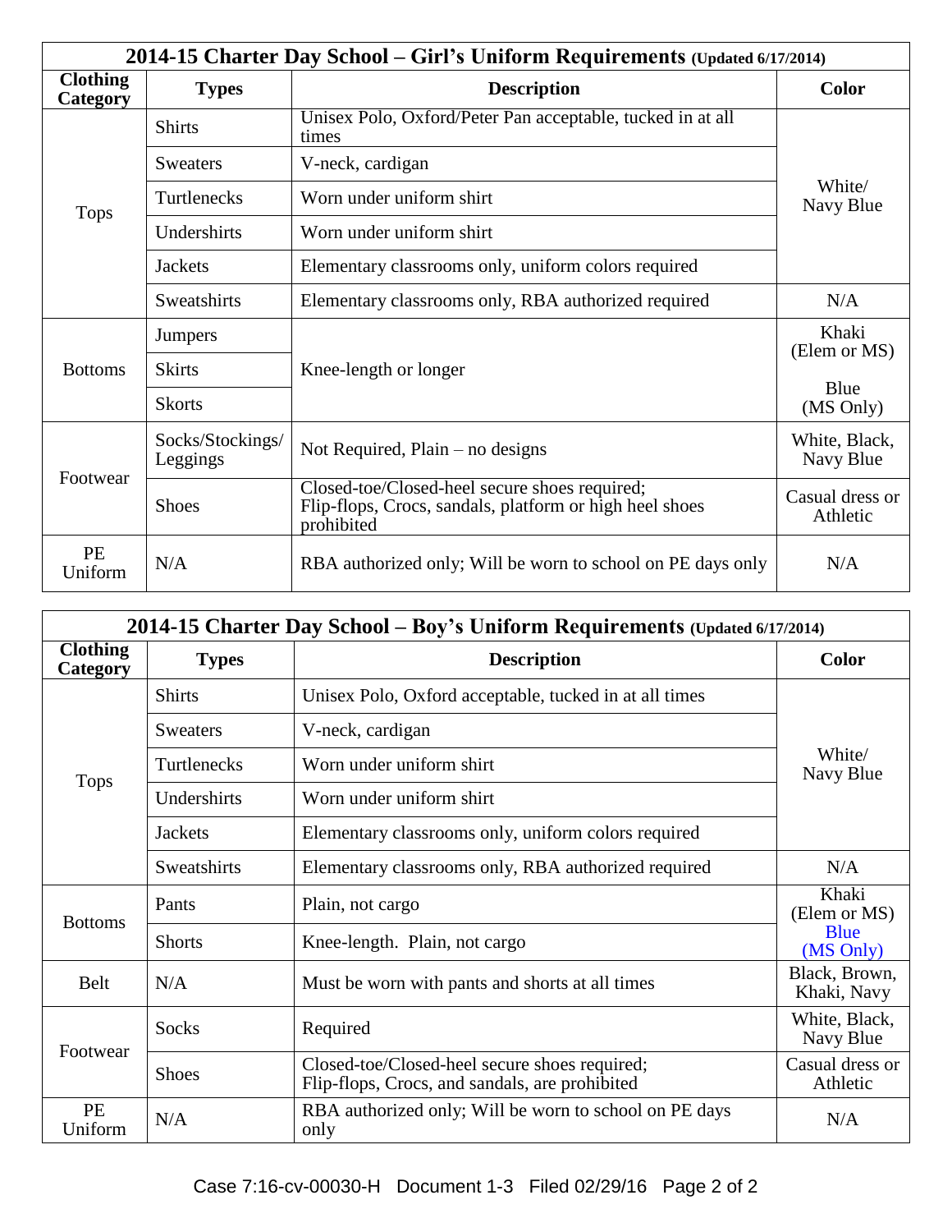## 2014-15 Charter Day School – Girl's Uniform Requirements (Updated 6/17/2014)

| Clothing Category | Types | Description | Color |
|---|---|---|---|
| Tops | Shirts | Unisex Polo, Oxford/Peter Pan acceptable, tucked in at all times | White/ Navy Blue |
| | Sweaters | V-neck, cardigan | |
| | Turtlenecks | Worn under uniform shirt | |
| | Undershirts | Worn under uniform shirt | |
| | Jackets | Elementary classrooms only, uniform colors required | |
| | Sweatshirts | Elementary classrooms only, RBA authorized required | N/A |
| Bottoms | Jumpers | Knee-length or longer | Khaki (Elem or MS) Blue (MS Only) |
| | Skirts | | |
| | Skorts | | |
| Footwear | Socks/Stockings/ Leggings | Not Required, Plain – no designs | White, Black, Navy Blue |
| | Shoes | Closed-toe/Closed-heel secure shoes required; Flip-flops, Crocs, sandals, platform or high heel shoes prohibited | Casual dress or Athletic |
| PE Uniform | N/A | RBA authorized only; Will be worn to school on PE days only | N/A |

## 2014-15 Charter Day School – Boy's Uniform Requirements (Updated 6/17/2014)

| Clothing Category | Types | Description | Color |
|---|---|---|---|
| Tops | Shirts | Unisex Polo, Oxford acceptable, tucked in at all times | White/ Navy Blue |
| | Sweaters | V-neck, cardigan | |
| | Turtlenecks | Worn under uniform shirt | |
| | Undershirts | Worn under uniform shirt | |
| | Jackets | Elementary classrooms only, uniform colors required | |
| | Sweatshirts | Elementary classrooms only, RBA authorized required | N/A |
| Bottoms | Pants | Plain, not cargo | Khaki (Elem or MS) Blue (MS Only) |
| | Shorts | Knee-length. Plain, not cargo | |
| Belt | N/A | Must be worn with pants and shorts at all times | Black, Brown, Khaki, Navy |
| Footwear | Socks | Required | White, Black, Navy Blue |
| | Shoes | Closed-toe/Closed-heel secure shoes required; Flip-flops, Crocs, and sandals, are prohibited | Casual dress or Athletic |
| PE Uniform | N/A | RBA authorized only; Will be worn to school on PE days only | N/A |